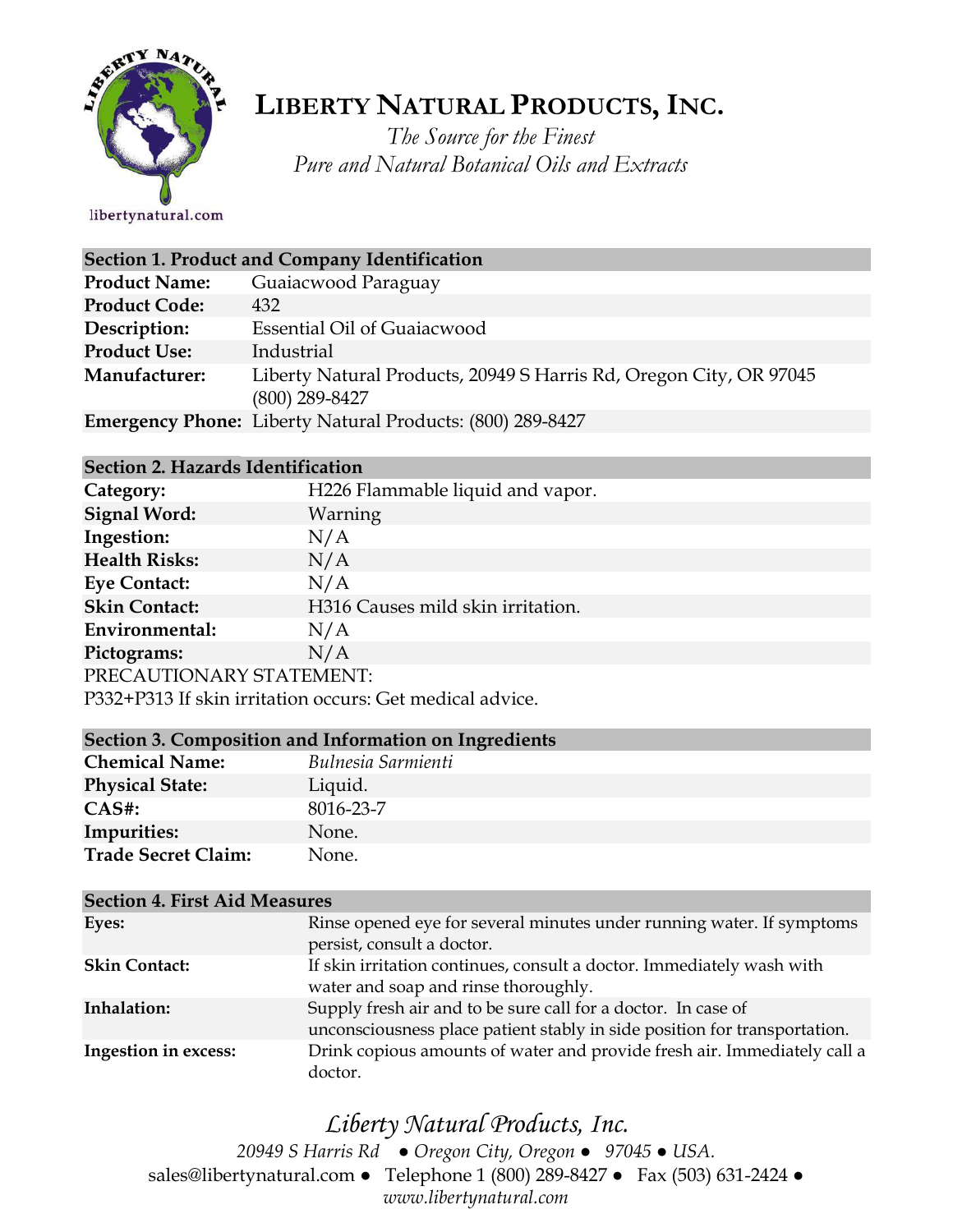# LIBERTY NATURAL PRODUCTS, INC.

*The Source for the Finest*
*Pure and Natural Botanical Oils and Extracts*

libertynatural.com

| **Section 1. Product and Company Identification** | |
|---|---|
| **Product Name:** | Guaiacwood Paraguay |
| **Product Code:** | 432 |
| **Description:** | Essential Oil of Guaiacwood |
| **Product Use:** | Industrial |
| **Manufacturer:** | Liberty Natural Products, 20949 S Harris Rd, Oregon City, OR 97045 (800) 289-8427 |
| **Emergency Phone:** | Liberty Natural Products: (800) 289-8427 |

| **Section 2. Hazards Identification** | |
|---|---|
| **Category:** | H226 Flammable liquid and vapor. |
| **Signal Word:** | Warning |
| **Ingestion:** | N/A |
| **Health Risks:** | N/A |
| **Eye Contact:** | N/A |
| **Skin Contact:** | H316 Causes mild skin irritation. |
| **Environmental:** | N/A |
| **Pictograms:** | N/A |

PRECAUTIONARY STATEMENT:
P332+P313 If skin irritation occurs: Get medical advice.

| **Section 3. Composition and Information on Ingredients** | |
|---|---|
| **Chemical Name:** | *Bulnesia Sarmienti* |
| **Physical State:** | Liquid. |
| **CAS#:** | 8016-23-7 |
| **Impurities:** | None. |
| **Trade Secret Claim:** | None. |

| **Section 4. First Aid Measures** | |
|---|---|
| **Eyes:** | Rinse opened eye for several minutes under running water. If symptoms persist, consult a doctor. |
| **Skin Contact:** | If skin irritation continues, consult a doctor. Immediately wash with water and soap and rinse thoroughly. |
| **Inhalation:** | Supply fresh air and to be sure call for a doctor. In case of unconsciousness place patient stably in side position for transportation. |
| **Ingestion in excess:** | Drink copious amounts of water and provide fresh air. Immediately call a doctor. |

*Liberty Natural Products, Inc.*
*20949 S Harris Rd ● Oregon City, Oregon ● 97045 ● USA.*
sales@libertynatural.com ● Telephone 1 (800) 289-8427 ● Fax (503) 631-2424 ●
*www.libertynatural.com*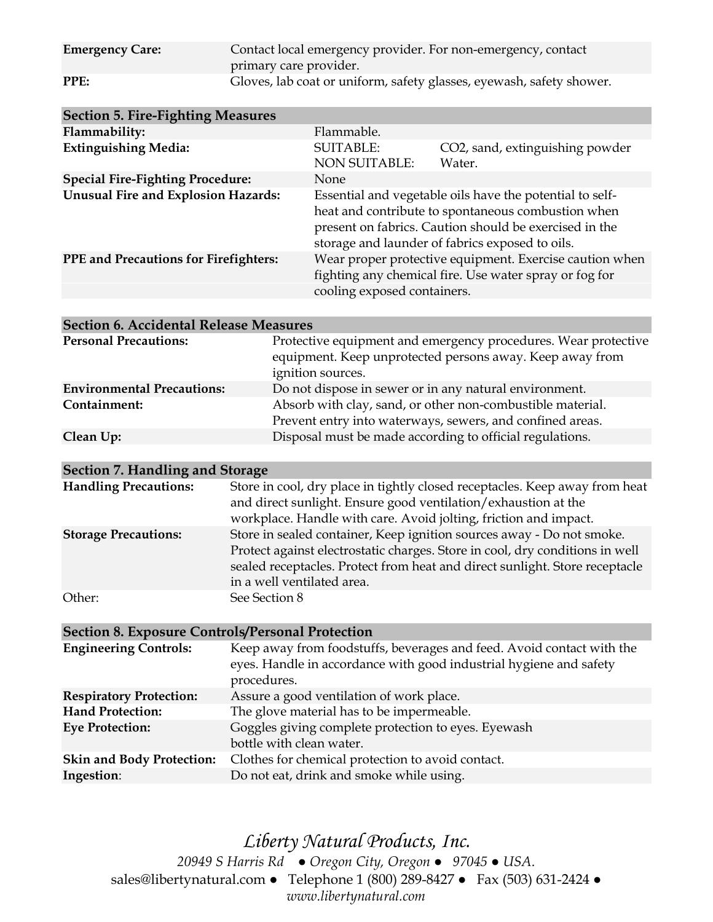| | |
|---|---|
| **Emergency Care:** | Contact local emergency provider. For non-emergency, contact primary care provider. |
| **PPE:** | Gloves, lab coat or uniform, safety glasses, eyewash, safety shower. |

| **Section 5. Fire-Fighting Measures** | | |
|---|---|---|
| **Flammability:** | Flammable. | |
| **Extinguishing Media:** | SUITABLE:<br>NON SUITABLE: | CO2, sand, extinguishing powder<br>Water. |
| **Special Fire-Fighting Procedure:** | None | |
| **Unusual Fire and Explosion Hazards:** | Essential and vegetable oils have the potential to self-heat and contribute to spontaneous combustion when present on fabrics. Caution should be exercised in the storage and launder of fabrics exposed to oils. | |
| **PPE and Precautions for Firefighters:** | Wear proper protective equipment. Exercise caution when fighting any chemical fire. Use water spray or fog for cooling exposed containers. | |

| **Section 6. Accidental Release Measures** | |
|---|---|
| **Personal Precautions:** | Protective equipment and emergency procedures. Wear protective equipment. Keep unprotected persons away. Keep away from ignition sources. |
| **Environmental Precautions:** | Do not dispose in sewer or in any natural environment. |
| **Containment:** | Absorb with clay, sand, or other non-combustible material. Prevent entry into waterways, sewers, and confined areas. |
| **Clean Up:** | Disposal must be made according to official regulations. |

| **Section 7. Handling and Storage** | |
|---|---|
| **Handling Precautions:** | Store in cool, dry place in tightly closed receptacles. Keep away from heat and direct sunlight. Ensure good ventilation/exhaustion at the workplace. Handle with care. Avoid jolting, friction and impact. |
| **Storage Precautions:** | Store in sealed container, Keep ignition sources away - Do not smoke. Protect against electrostatic charges. Store in cool, dry conditions in well sealed receptacles. Protect from heat and direct sunlight. Store receptacle in a well ventilated area. |
| Other: | See Section 8 |

| **Section 8. Exposure Controls/Personal Protection** | |
|---|---|
| **Engineering Controls:** | Keep away from foodstuffs, beverages and feed. Avoid contact with the eyes. Handle in accordance with good industrial hygiene and safety procedures. |
| **Respiratory Protection:** | Assure a good ventilation of work place. |
| **Hand Protection:** | The glove material has to be impermeable. |
| **Eye Protection:** | Goggles giving complete protection to eyes. Eyewash bottle with clean water. |
| **Skin and Body Protection:** | Clothes for chemical protection to avoid contact. |
| **Ingestion**: | Do not eat, drink and smoke while using. |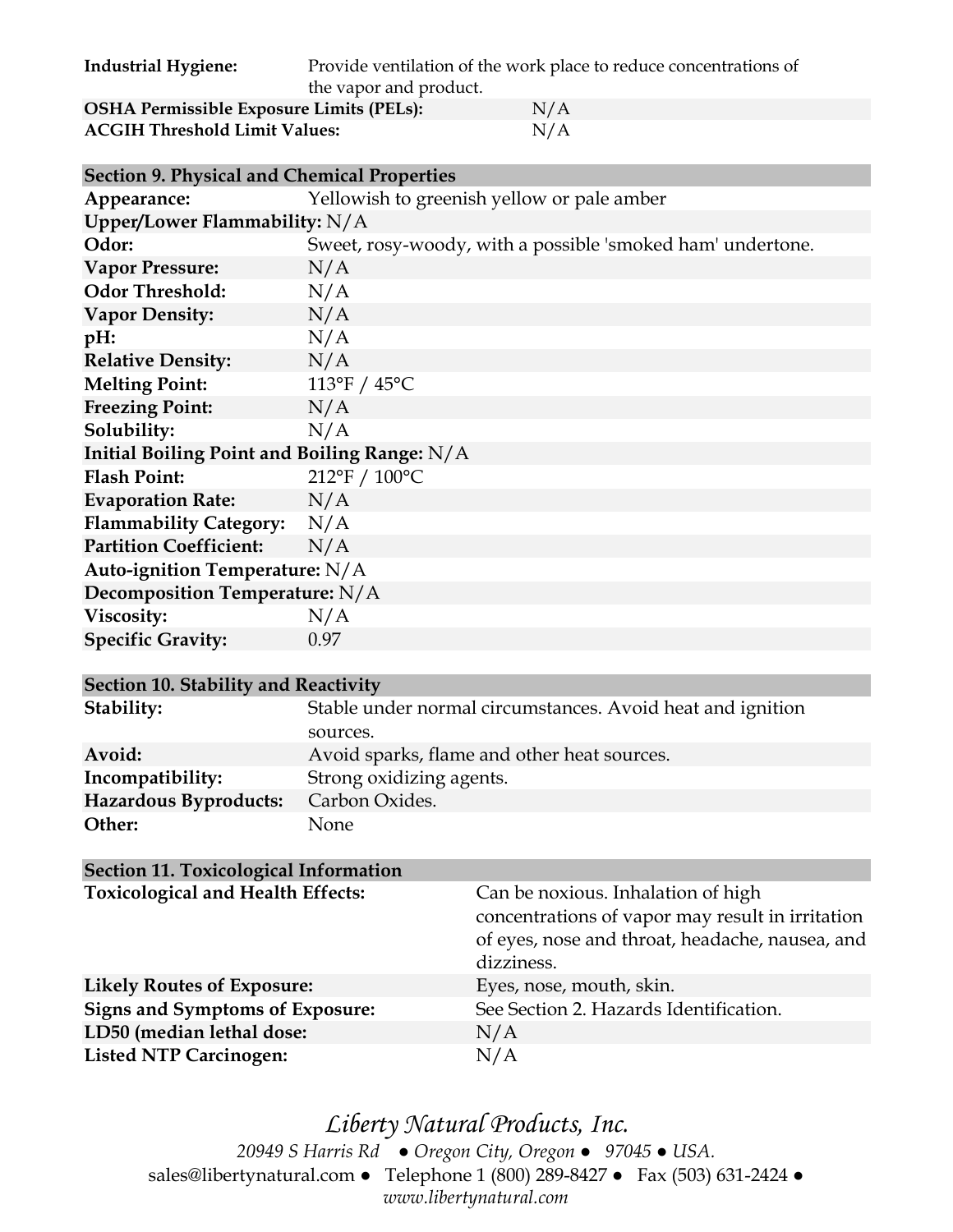| | |
|---|---|
| **Industrial Hygiene:** | Provide ventilation of the work place to reduce concentrations of the vapor and product. |
| **OSHA Permissible Exposure Limits (PELs):** | N/A |
| **ACGIH Threshold Limit Values:** | N/A |

## Section 9. Physical and Chemical Properties

| | |
|---|---|
| **Appearance:** | Yellowish to greenish yellow or pale amber |
| **Upper/Lower Flammability:** | N/A |
| **Odor:** | Sweet, rosy-woody, with a possible 'smoked ham' undertone. |
| **Vapor Pressure:** | N/A |
| **Odor Threshold:** | N/A |
| **Vapor Density:** | N/A |
| **pH:** | N/A |
| **Relative Density:** | N/A |
| **Melting Point:** | 113°F / 45°C |
| **Freezing Point:** | N/A |
| **Solubility:** | N/A |
| **Initial Boiling Point and Boiling Range:** | N/A |
| **Flash Point:** | 212°F / 100°C |
| **Evaporation Rate:** | N/A |
| **Flammability Category:** | N/A |
| **Partition Coefficient:** | N/A |
| **Auto-ignition Temperature:** | N/A |
| **Decomposition Temperature:** | N/A |
| **Viscosity:** | N/A |
| **Specific Gravity:** | 0.97 |

## Section 10. Stability and Reactivity

| | |
|---|---|
| **Stability:** | Stable under normal circumstances. Avoid heat and ignition sources. |
| **Avoid:** | Avoid sparks, flame and other heat sources. |
| **Incompatibility:** | Strong oxidizing agents. |
| **Hazardous Byproducts:** | Carbon Oxides. |
| **Other:** | None |

## Section 11. Toxicological Information

| | |
|---|---|
| **Toxicological and Health Effects:** | Can be noxious. Inhalation of high concentrations of vapor may result in irritation of eyes, nose and throat, headache, nausea, and dizziness. |
| **Likely Routes of Exposure:** | Eyes, nose, mouth, skin. |
| **Signs and Symptoms of Exposure:** | See Section 2. Hazards Identification. |
| **LD50 (median lethal dose:** | N/A |
| **Listed NTP Carcinogen:** | N/A |

*Liberty Natural Products, Inc.*
*20949 S Harris Rd ● Oregon City, Oregon ● 97045 ● USA.*
sales@libertynatural.com ● Telephone 1 (800) 289-8427 ● Fax (503) 631-2424 ●
*www.libertynatural.com*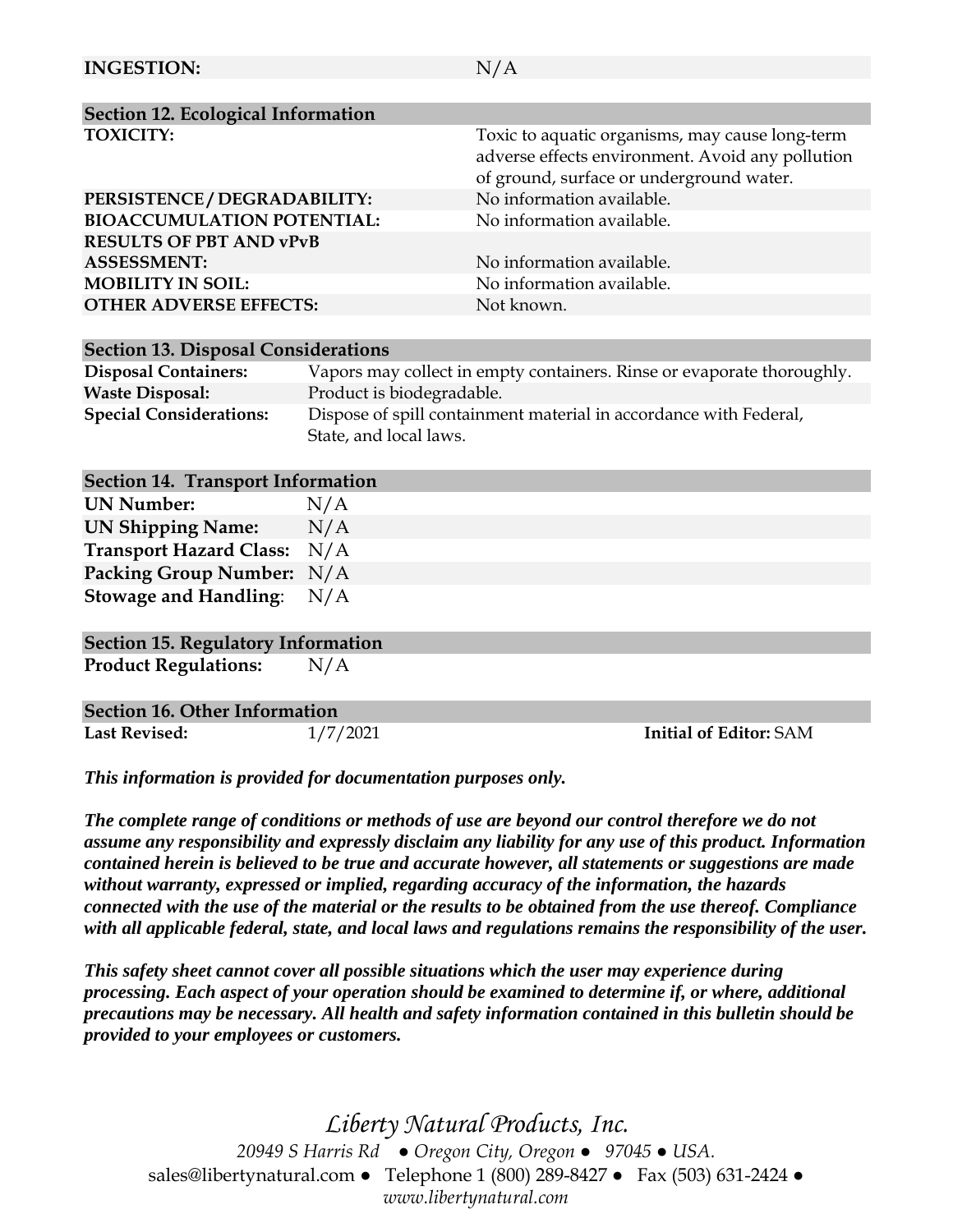| | |
|---|---|
| **INGESTION:** | N/A |

## Section 12. Ecological Information

| | |
|---|---|
| **TOXICITY:** | Toxic to aquatic organisms, may cause long-term adverse effects environment. Avoid any pollution of ground, surface or underground water. |
| **PERSISTENCE / DEGRADABILITY:** | No information available. |
| **BIOACCUMULATION POTENTIAL:** | No information available. |
| **RESULTS OF PBT AND vPvB ASSESSMENT:** | No information available. |
| **MOBILITY IN SOIL:** | No information available. |
| **OTHER ADVERSE EFFECTS:** | Not known. |

## Section 13. Disposal Considerations

| | |
|---|---|
| **Disposal Containers:** | Vapors may collect in empty containers. Rinse or evaporate thoroughly. |
| **Waste Disposal:** | Product is biodegradable. |
| **Special Considerations:** | Dispose of spill containment material in accordance with Federal, State, and local laws. |

## Section 14. Transport Information

| | |
|---|---|
| **UN Number:** | N/A |
| **UN Shipping Name:** | N/A |
| **Transport Hazard Class:** | N/A |
| **Packing Group Number:** | N/A |
| **Stowage and Handling**: | N/A |

## Section 15. Regulatory Information

| | |
|---|---|
| **Product Regulations:** | N/A |

## Section 16. Other Information

| | | |
|---|---|---|
| **Last Revised:** | 1/7/2021 | **Initial of Editor:** SAM |

***This information is provided for documentation purposes only.***

***The complete range of conditions or methods of use are beyond our control therefore we do not assume any responsibility and expressly disclaim any liability for any use of this product. Information contained herein is believed to be true and accurate however, all statements or suggestions are made without warranty, expressed or implied, regarding accuracy of the information, the hazards connected with the use of the material or the results to be obtained from the use thereof. Compliance with all applicable federal, state, and local laws and regulations remains the responsibility of the user.***

***This safety sheet cannot cover all possible situations which the user may experience during processing. Each aspect of your operation should be examined to determine if, or where, additional precautions may be necessary. All health and safety information contained in this bulletin should be provided to your employees or customers.***

*Liberty Natural Products, Inc.*

*20949 S Harris Rd ● Oregon City, Oregon ● 97045 ● USA.*

sales@libertynatural.com ● Telephone 1 (800) 289-8427 ● Fax (503) 631-2424 ●

*www.libertynatural.com*